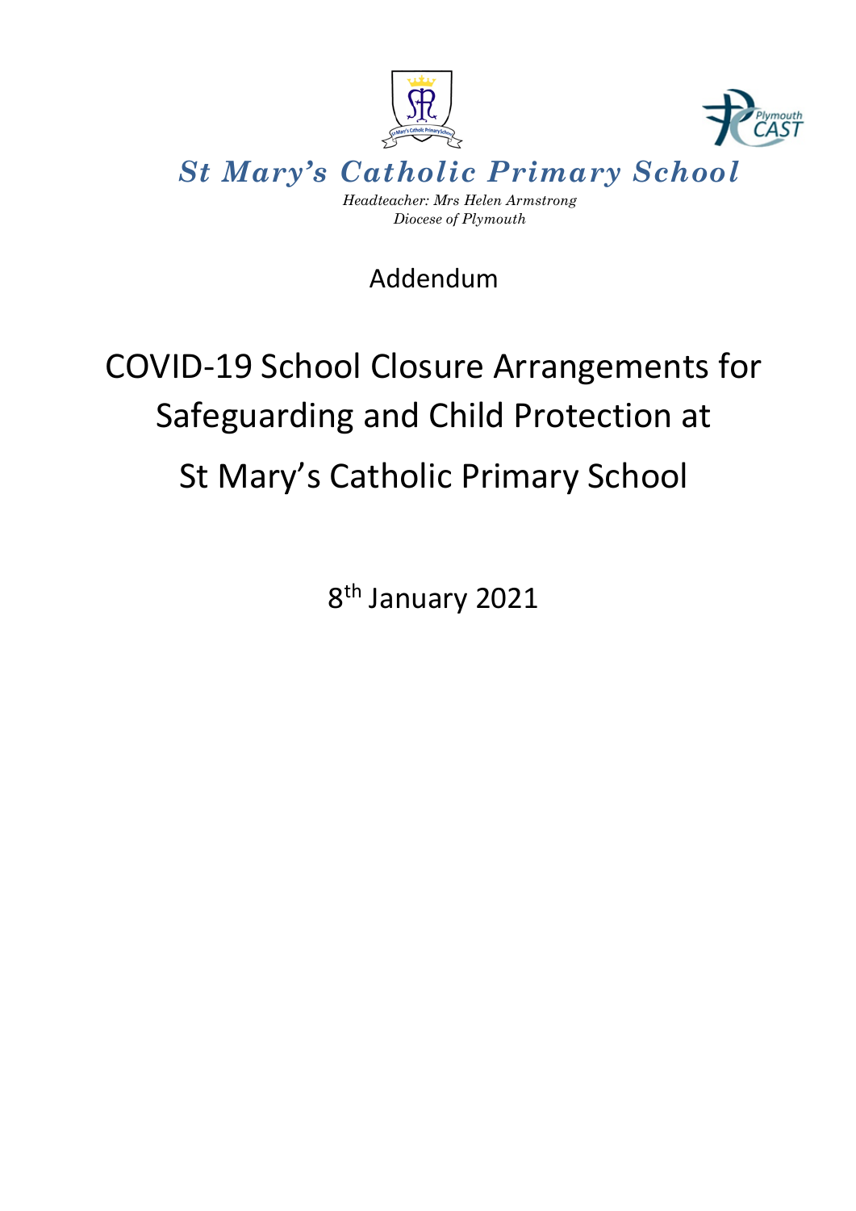# *St Mary's Catholic Primary School*

*Headteacher: Mrs Helen Armstrong*
*Diocese of Plymouth*

Addendum

## COVID-19 School Closure Arrangements for Safeguarding and Child Protection at St Mary's Catholic Primary School

8th January 2021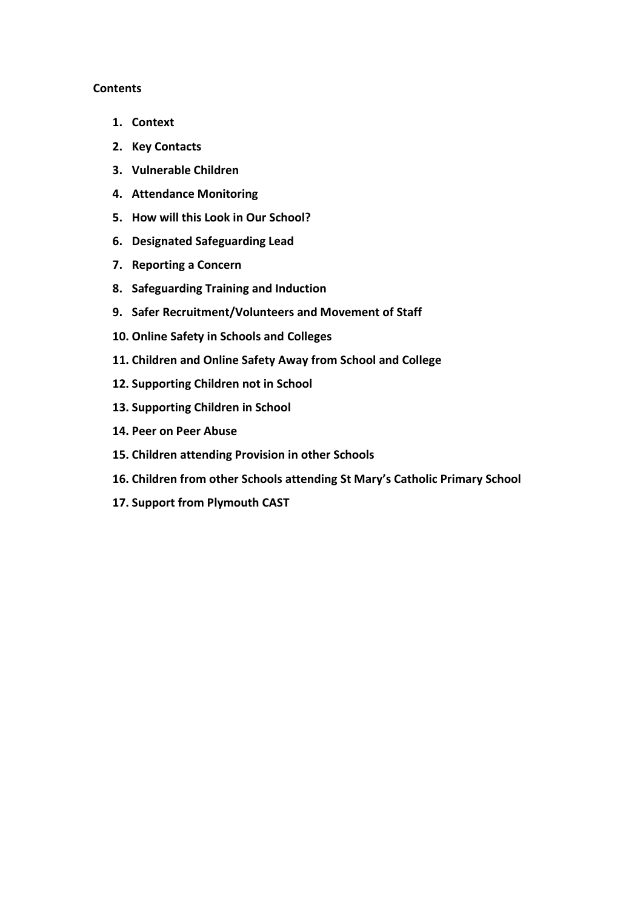**Contents**

1. **Context**
2. **Key Contacts**
3. **Vulnerable Children**
4. **Attendance Monitoring**
5. **How will this Look in Our School?**
6. **Designated Safeguarding Lead**
7. **Reporting a Concern**
8. **Safeguarding Training and Induction**
9. **Safer Recruitment/Volunteers and Movement of Staff**
10. **Online Safety in Schools and Colleges**
11. **Children and Online Safety Away from School and College**
12. **Supporting Children not in School**
13. **Supporting Children in School**
14. **Peer on Peer Abuse**
15. **Children attending Provision in other Schools**
16. **Children from other Schools attending St Mary's Catholic Primary School**
17. **Support from Plymouth CAST**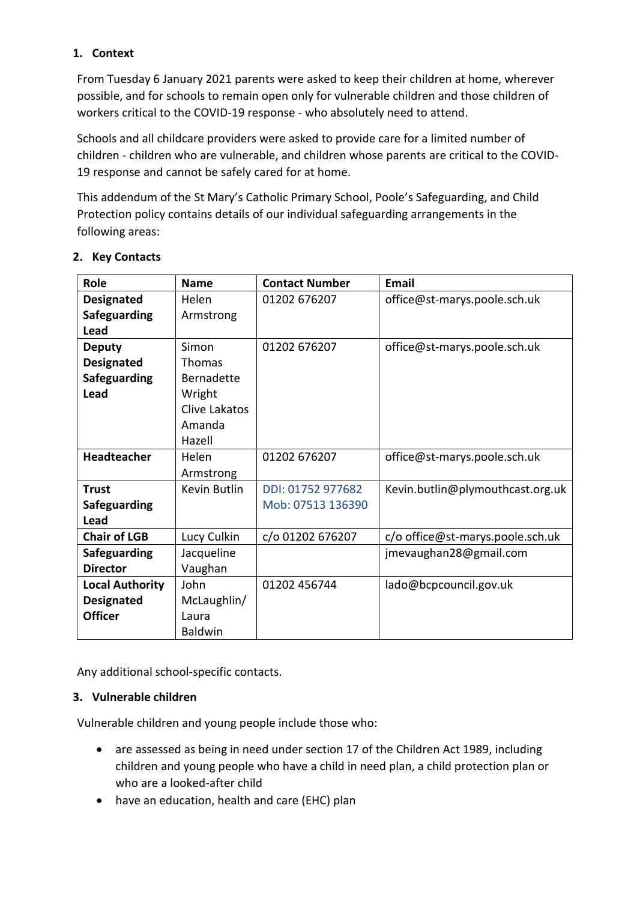## 1. Context

From Tuesday 6 January 2021 parents were asked to keep their children at home, wherever possible, and for schools to remain open only for vulnerable children and those children of workers critical to the COVID-19 response - who absolutely need to attend.

Schools and all childcare providers were asked to provide care for a limited number of children - children who are vulnerable, and children whose parents are critical to the COVID-19 response and cannot be safely cared for at home.

This addendum of the St Mary's Catholic Primary School, Poole's Safeguarding, and Child Protection policy contains details of our individual safeguarding arrangements in the following areas:

## 2. Key Contacts

| Role | Name | Contact Number | Email |
| --- | --- | --- | --- |
| **Designated Safeguarding Lead** | Helen Armstrong | 01202 676207 | office@st-marys.poole.sch.uk |
| **Deputy Designated Safeguarding Lead** | Simon Thomas<br>Bernadette Wright<br>Clive Lakatos<br>Amanda Hazell | 01202 676207 | office@st-marys.poole.sch.uk |
| **Headteacher** | Helen Armstrong | 01202 676207 | office@st-marys.poole.sch.uk |
| **Trust Safeguarding Lead** | Kevin Butlin | DDI: 01752 977682<br>Mob: 07513 136390 | Kevin.butlin@plymouthcast.org.uk |
| **Chair of LGB** | Lucy Culkin | c/o 01202 676207 | c/o office@st-marys.poole.sch.uk |
| **Safeguarding Director** | Jacqueline Vaughan | | jmevaughan28@gmail.com |
| **Local Authority Designated Officer** | John McLaughlin/ Laura Baldwin | 01202 456744 | lado@bcpcouncil.gov.uk |

Any additional school-specific contacts.

## 3. Vulnerable children

Vulnerable children and young people include those who:

- are assessed as being in need under section 17 of the Children Act 1989, including children and young people who have a child in need plan, a child protection plan or who are a looked-after child
- have an education, health and care (EHC) plan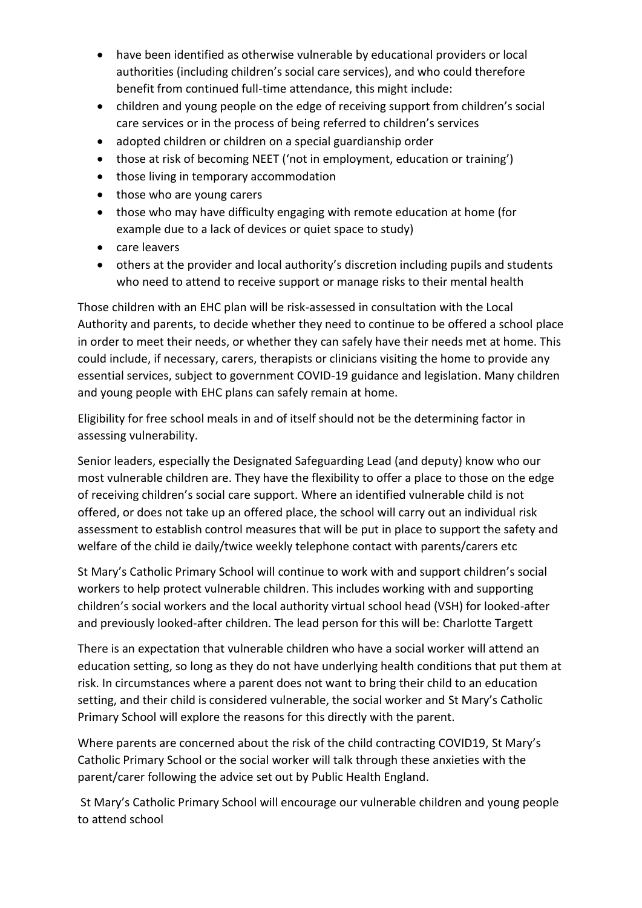- have been identified as otherwise vulnerable by educational providers or local authorities (including children's social care services), and who could therefore benefit from continued full-time attendance, this might include:
- children and young people on the edge of receiving support from children's social care services or in the process of being referred to children's services
- adopted children or children on a special guardianship order
- those at risk of becoming NEET ('not in employment, education or training')
- those living in temporary accommodation
- those who are young carers
- those who may have difficulty engaging with remote education at home (for example due to a lack of devices or quiet space to study)
- care leavers
- others at the provider and local authority's discretion including pupils and students who need to attend to receive support or manage risks to their mental health

Those children with an EHC plan will be risk-assessed in consultation with the Local Authority and parents, to decide whether they need to continue to be offered a school place in order to meet their needs, or whether they can safely have their needs met at home. This could include, if necessary, carers, therapists or clinicians visiting the home to provide any essential services, subject to government COVID-19 guidance and legislation. Many children and young people with EHC plans can safely remain at home.

Eligibility for free school meals in and of itself should not be the determining factor in assessing vulnerability.

Senior leaders, especially the Designated Safeguarding Lead (and deputy) know who our most vulnerable children are. They have the flexibility to offer a place to those on the edge of receiving children's social care support. Where an identified vulnerable child is not offered, or does not take up an offered place, the school will carry out an individual risk assessment to establish control measures that will be put in place to support the safety and welfare of the child ie daily/twice weekly telephone contact with parents/carers etc

St Mary's Catholic Primary School will continue to work with and support children's social workers to help protect vulnerable children. This includes working with and supporting children's social workers and the local authority virtual school head (VSH) for looked-after and previously looked-after children. The lead person for this will be: Charlotte Targett

There is an expectation that vulnerable children who have a social worker will attend an education setting, so long as they do not have underlying health conditions that put them at risk. In circumstances where a parent does not want to bring their child to an education setting, and their child is considered vulnerable, the social worker and St Mary's Catholic Primary School will explore the reasons for this directly with the parent.

Where parents are concerned about the risk of the child contracting COVID19, St Mary's Catholic Primary School or the social worker will talk through these anxieties with the parent/carer following the advice set out by Public Health England.

St Mary's Catholic Primary School will encourage our vulnerable children and young people to attend school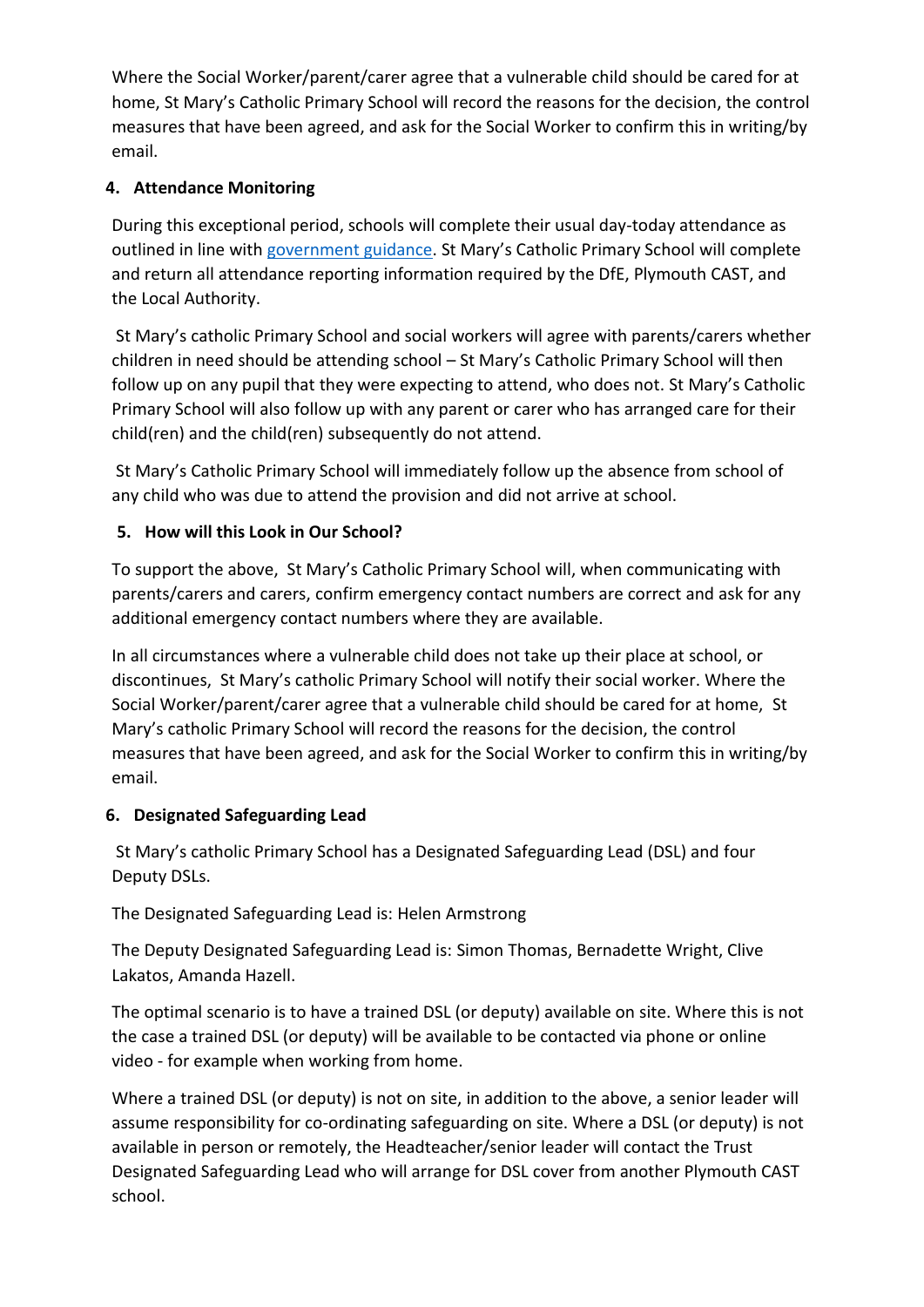Where the Social Worker/parent/carer agree that a vulnerable child should be cared for at home, St Mary's Catholic Primary School will record the reasons for the decision, the control measures that have been agreed, and ask for the Social Worker to confirm this in writing/by email.

## 4. Attendance Monitoring

During this exceptional period, schools will complete their usual day-today attendance as outlined in line with government guidance. St Mary's Catholic Primary School will complete and return all attendance reporting information required by the DfE, Plymouth CAST, and the Local Authority.

St Mary's catholic Primary School and social workers will agree with parents/carers whether children in need should be attending school – St Mary's Catholic Primary School will then follow up on any pupil that they were expecting to attend, who does not. St Mary's Catholic Primary School will also follow up with any parent or carer who has arranged care for their child(ren) and the child(ren) subsequently do not attend.

St Mary's Catholic Primary School will immediately follow up the absence from school of any child who was due to attend the provision and did not arrive at school.

## 5. How will this Look in Our School?

To support the above, St Mary's Catholic Primary School will, when communicating with parents/carers and carers, confirm emergency contact numbers are correct and ask for any additional emergency contact numbers where they are available.

In all circumstances where a vulnerable child does not take up their place at school, or discontinues, St Mary's catholic Primary School will notify their social worker. Where the Social Worker/parent/carer agree that a vulnerable child should be cared for at home, St Mary's catholic Primary School will record the reasons for the decision, the control measures that have been agreed, and ask for the Social Worker to confirm this in writing/by email.

## 6. Designated Safeguarding Lead

St Mary's catholic Primary School has a Designated Safeguarding Lead (DSL) and four Deputy DSLs.

The Designated Safeguarding Lead is: Helen Armstrong

The Deputy Designated Safeguarding Lead is: Simon Thomas, Bernadette Wright, Clive Lakatos, Amanda Hazell.

The optimal scenario is to have a trained DSL (or deputy) available on site. Where this is not the case a trained DSL (or deputy) will be available to be contacted via phone or online video - for example when working from home.

Where a trained DSL (or deputy) is not on site, in addition to the above, a senior leader will assume responsibility for co-ordinating safeguarding on site. Where a DSL (or deputy) is not available in person or remotely, the Headteacher/senior leader will contact the Trust Designated Safeguarding Lead who will arrange for DSL cover from another Plymouth CAST school.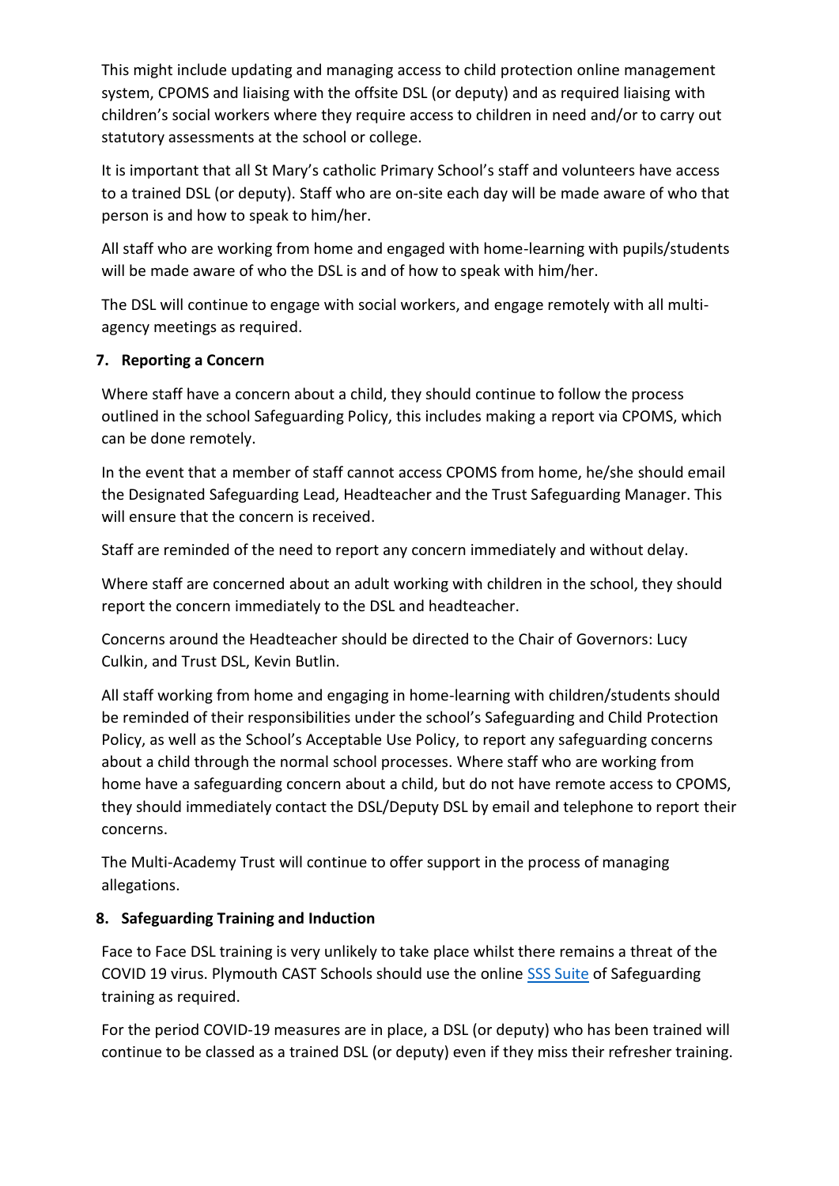This might include updating and managing access to child protection online management system, CPOMS and liaising with the offsite DSL (or deputy) and as required liaising with children's social workers where they require access to children in need and/or to carry out statutory assessments at the school or college.

It is important that all St Mary's catholic Primary School's staff and volunteers have access to a trained DSL (or deputy). Staff who are on-site each day will be made aware of who that person is and how to speak to him/her.

All staff who are working from home and engaged with home-learning with pupils/students will be made aware of who the DSL is and of how to speak with him/her.

The DSL will continue to engage with social workers, and engage remotely with all multi-agency meetings as required.

## 7. Reporting a Concern

Where staff have a concern about a child, they should continue to follow the process outlined in the school Safeguarding Policy, this includes making a report via CPOMS, which can be done remotely.

In the event that a member of staff cannot access CPOMS from home, he/she should email the Designated Safeguarding Lead, Headteacher and the Trust Safeguarding Manager. This will ensure that the concern is received.

Staff are reminded of the need to report any concern immediately and without delay.

Where staff are concerned about an adult working with children in the school, they should report the concern immediately to the DSL and headteacher.

Concerns around the Headteacher should be directed to the Chair of Governors: Lucy Culkin, and Trust DSL, Kevin Butlin.

All staff working from home and engaging in home-learning with children/students should be reminded of their responsibilities under the school's Safeguarding and Child Protection Policy, as well as the School's Acceptable Use Policy, to report any safeguarding concerns about a child through the normal school processes. Where staff who are working from home have a safeguarding concern about a child, but do not have remote access to CPOMS, they should immediately contact the DSL/Deputy DSL by email and telephone to report their concerns.

The Multi-Academy Trust will continue to offer support in the process of managing allegations.

## 8. Safeguarding Training and Induction

Face to Face DSL training is very unlikely to take place whilst there remains a threat of the COVID 19 virus. Plymouth CAST Schools should use the online SSS Suite of Safeguarding training as required.

For the period COVID-19 measures are in place, a DSL (or deputy) who has been trained will continue to be classed as a trained DSL (or deputy) even if they miss their refresher training.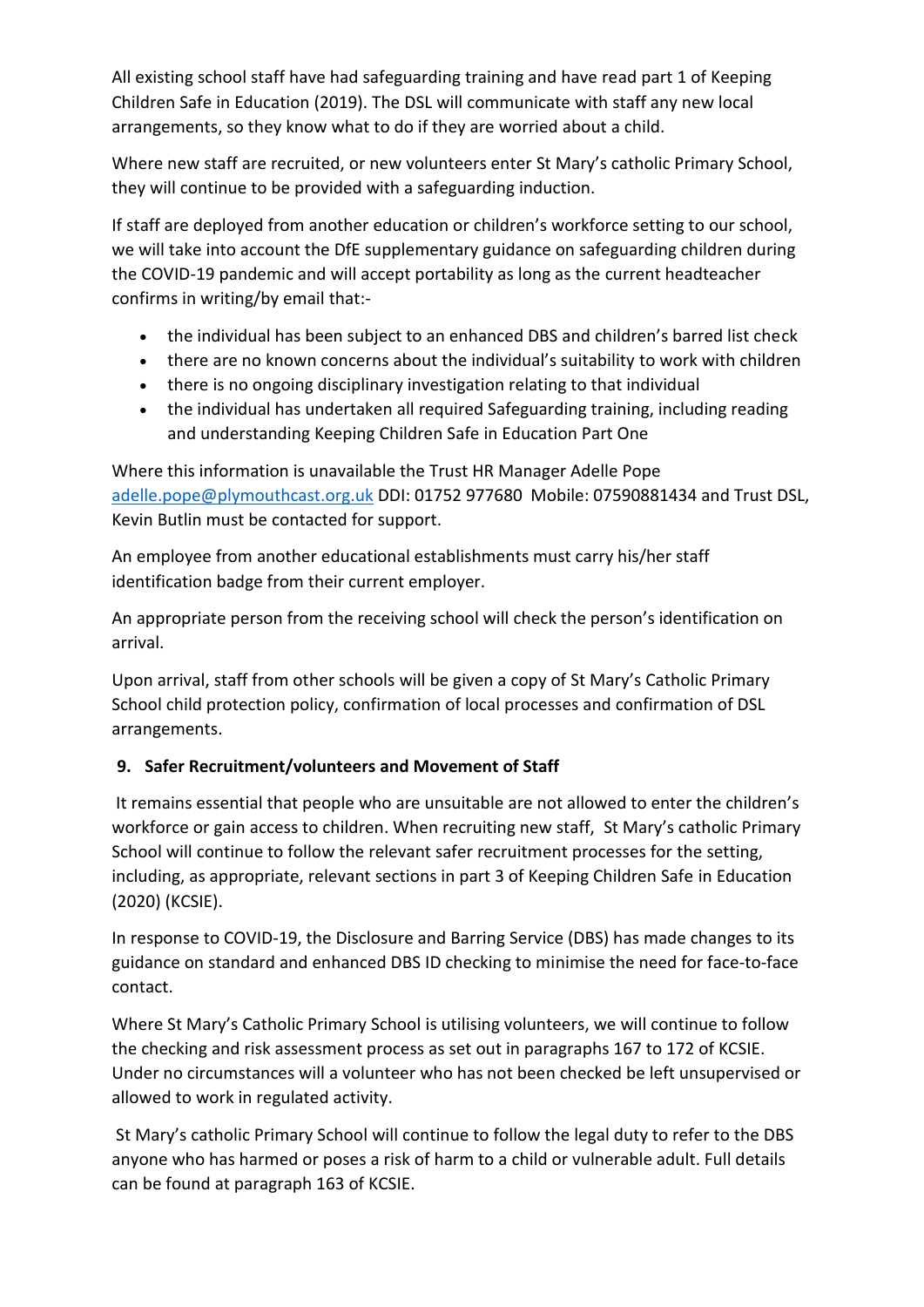All existing school staff have had safeguarding training and have read part 1 of Keeping Children Safe in Education (2019). The DSL will communicate with staff any new local arrangements, so they know what to do if they are worried about a child.

Where new staff are recruited, or new volunteers enter St Mary's catholic Primary School, they will continue to be provided with a safeguarding induction.

If staff are deployed from another education or children's workforce setting to our school, we will take into account the DfE supplementary guidance on safeguarding children during the COVID-19 pandemic and will accept portability as long as the current headteacher confirms in writing/by email that:-

- the individual has been subject to an enhanced DBS and children's barred list check
- there are no known concerns about the individual's suitability to work with children
- there is no ongoing disciplinary investigation relating to that individual
- the individual has undertaken all required Safeguarding training, including reading and understanding Keeping Children Safe in Education Part One

Where this information is unavailable the Trust HR Manager Adelle Pope [adelle.pope@plymouthcast.org.uk](mailto:adelle.pope@plymouthcast.org.uk) DDI: 01752 977680 Mobile: 07590881434 and Trust DSL, Kevin Butlin must be contacted for support.

An employee from another educational establishments must carry his/her staff identification badge from their current employer.

An appropriate person from the receiving school will check the person's identification on arrival.

Upon arrival, staff from other schools will be given a copy of St Mary's Catholic Primary School child protection policy, confirmation of local processes and confirmation of DSL arrangements.

### 9. Safer Recruitment/volunteers and Movement of Staff

It remains essential that people who are unsuitable are not allowed to enter the children's workforce or gain access to children. When recruiting new staff, St Mary's catholic Primary School will continue to follow the relevant safer recruitment processes for the setting, including, as appropriate, relevant sections in part 3 of Keeping Children Safe in Education (2020) (KCSIE).

In response to COVID-19, the Disclosure and Barring Service (DBS) has made changes to its guidance on standard and enhanced DBS ID checking to minimise the need for face-to-face contact.

Where St Mary's Catholic Primary School is utilising volunteers, we will continue to follow the checking and risk assessment process as set out in paragraphs 167 to 172 of KCSIE. Under no circumstances will a volunteer who has not been checked be left unsupervised or allowed to work in regulated activity.

St Mary's catholic Primary School will continue to follow the legal duty to refer to the DBS anyone who has harmed or poses a risk of harm to a child or vulnerable adult. Full details can be found at paragraph 163 of KCSIE.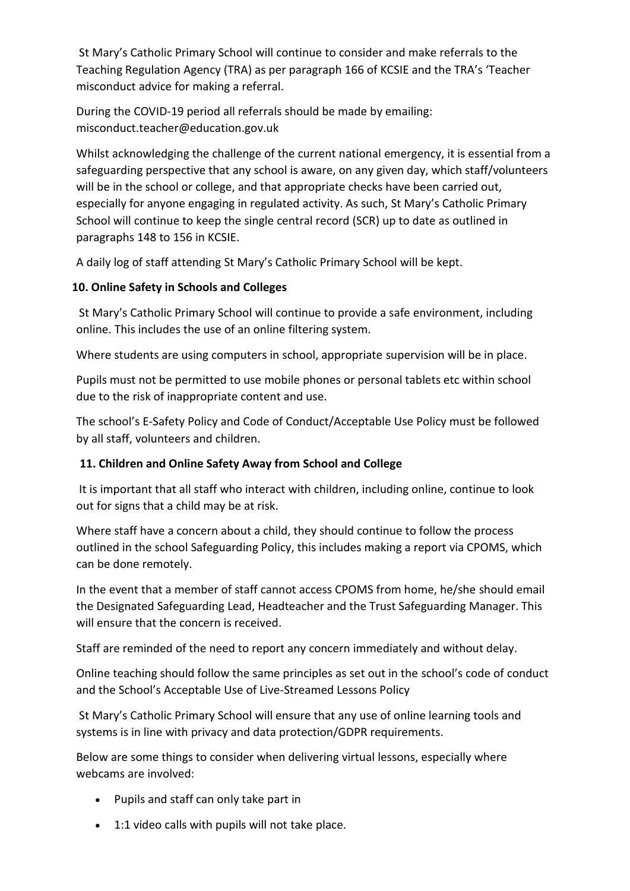St Mary's Catholic Primary School will continue to consider and make referrals to the Teaching Regulation Agency (TRA) as per paragraph 166 of KCSIE and the TRA's 'Teacher misconduct advice for making a referral.

During the COVID-19 period all referrals should be made by emailing: misconduct.teacher@education.gov.uk

Whilst acknowledging the challenge of the current national emergency, it is essential from a safeguarding perspective that any school is aware, on any given day, which staff/volunteers will be in the school or college, and that appropriate checks have been carried out, especially for anyone engaging in regulated activity. As such, St Mary's Catholic Primary School will continue to keep the single central record (SCR) up to date as outlined in paragraphs 148 to 156 in KCSIE.

A daily log of staff attending St Mary's Catholic Primary School will be kept.

**10. Online Safety in Schools and Colleges**

St Mary's Catholic Primary School will continue to provide a safe environment, including online. This includes the use of an online filtering system.

Where students are using computers in school, appropriate supervision will be in place.

Pupils must not be permitted to use mobile phones or personal tablets etc within school due to the risk of inappropriate content and use.

The school's E-Safety Policy and Code of Conduct/Acceptable Use Policy must be followed by all staff, volunteers and children.

**11. Children and Online Safety Away from School and College**

It is important that all staff who interact with children, including online, continue to look out for signs that a child may be at risk.

Where staff have a concern about a child, they should continue to follow the process outlined in the school Safeguarding Policy, this includes making a report via CPOMS, which can be done remotely.

In the event that a member of staff cannot access CPOMS from home, he/she should email the Designated Safeguarding Lead, Headteacher and the Trust Safeguarding Manager. This will ensure that the concern is received.

Staff are reminded of the need to report any concern immediately and without delay.

Online teaching should follow the same principles as set out in the school's code of conduct and the School's Acceptable Use of Live-Streamed Lessons Policy

St Mary's Catholic Primary School will ensure that any use of online learning tools and systems is in line with privacy and data protection/GDPR requirements.

Below are some things to consider when delivering virtual lessons, especially where webcams are involved:

- Pupils and staff can only take part in
- 1:1 video calls with pupils will not take place.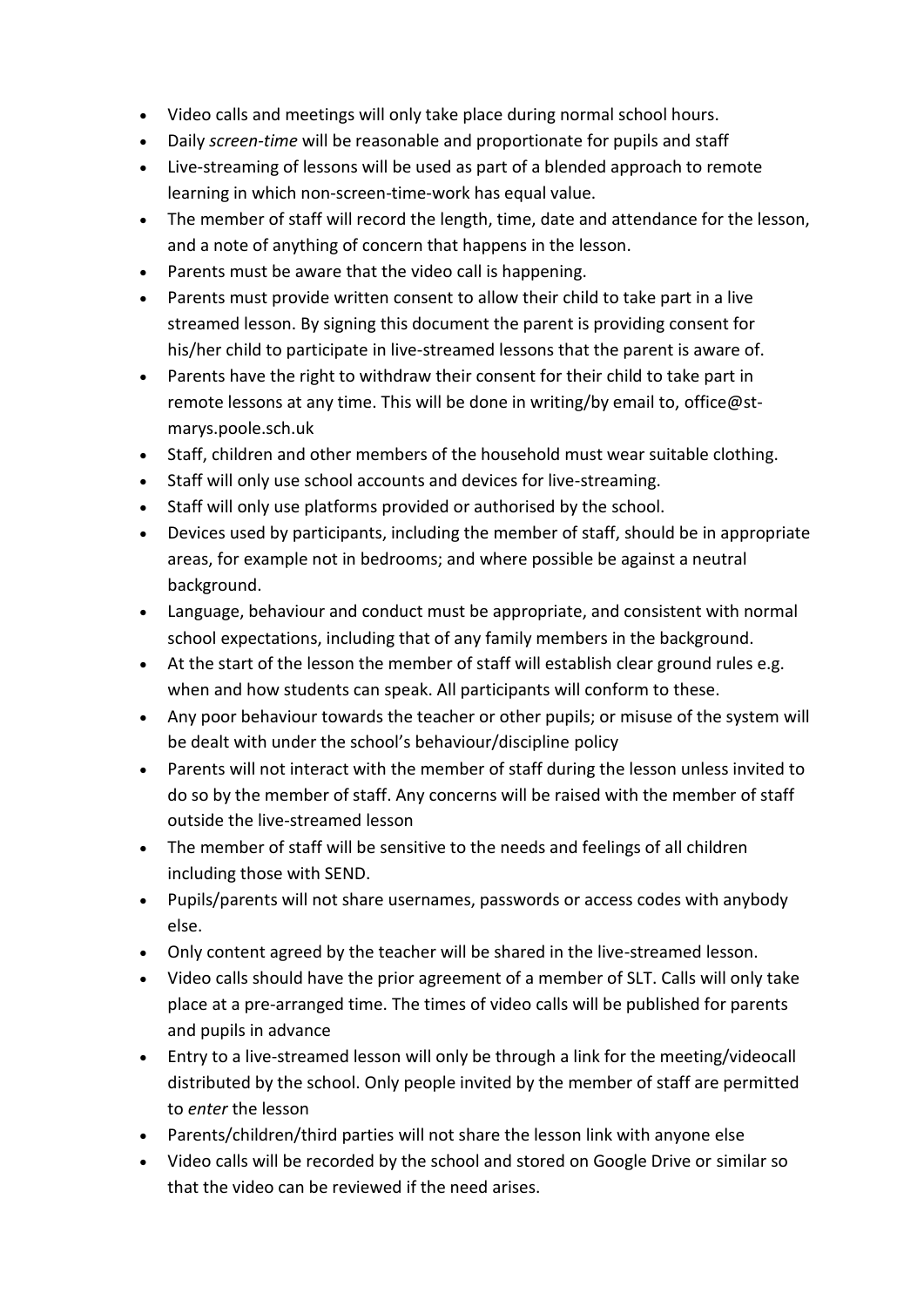- Video calls and meetings will only take place during normal school hours.
- Daily *screen-time* will be reasonable and proportionate for pupils and staff
- Live-streaming of lessons will be used as part of a blended approach to remote learning in which non-screen-time-work has equal value.
- The member of staff will record the length, time, date and attendance for the lesson, and a note of anything of concern that happens in the lesson.
- Parents must be aware that the video call is happening.
- Parents must provide written consent to allow their child to take part in a live streamed lesson. By signing this document the parent is providing consent for his/her child to participate in live-streamed lessons that the parent is aware of.
- Parents have the right to withdraw their consent for their child to take part in remote lessons at any time. This will be done in writing/by email to, office@st-marys.poole.sch.uk
- Staff, children and other members of the household must wear suitable clothing.
- Staff will only use school accounts and devices for live-streaming.
- Staff will only use platforms provided or authorised by the school.
- Devices used by participants, including the member of staff, should be in appropriate areas, for example not in bedrooms; and where possible be against a neutral background.
- Language, behaviour and conduct must be appropriate, and consistent with normal school expectations, including that of any family members in the background.
- At the start of the lesson the member of staff will establish clear ground rules e.g. when and how students can speak. All participants will conform to these.
- Any poor behaviour towards the teacher or other pupils; or misuse of the system will be dealt with under the school's behaviour/discipline policy
- Parents will not interact with the member of staff during the lesson unless invited to do so by the member of staff. Any concerns will be raised with the member of staff outside the live-streamed lesson
- The member of staff will be sensitive to the needs and feelings of all children including those with SEND.
- Pupils/parents will not share usernames, passwords or access codes with anybody else.
- Only content agreed by the teacher will be shared in the live-streamed lesson.
- Video calls should have the prior agreement of a member of SLT. Calls will only take place at a pre-arranged time. The times of video calls will be published for parents and pupils in advance
- Entry to a live-streamed lesson will only be through a link for the meeting/videocall distributed by the school. Only people invited by the member of staff are permitted to *enter* the lesson
- Parents/children/third parties will not share the lesson link with anyone else
- Video calls will be recorded by the school and stored on Google Drive or similar so that the video can be reviewed if the need arises.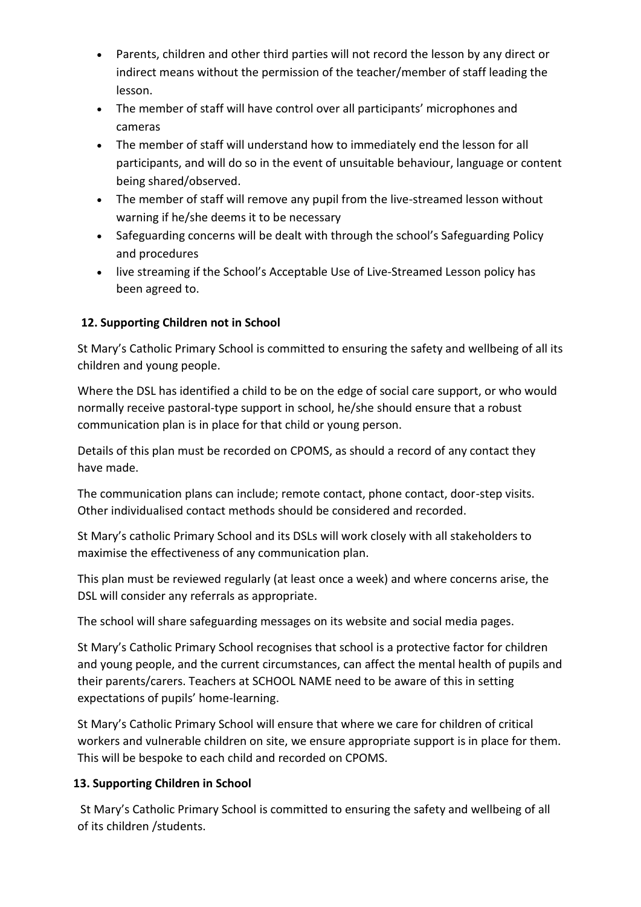- Parents, children and other third parties will not record the lesson by any direct or indirect means without the permission of the teacher/member of staff leading the lesson.
- The member of staff will have control over all participants' microphones and cameras
- The member of staff will understand how to immediately end the lesson for all participants, and will do so in the event of unsuitable behaviour, language or content being shared/observed.
- The member of staff will remove any pupil from the live-streamed lesson without warning if he/she deems it to be necessary
- Safeguarding concerns will be dealt with through the school's Safeguarding Policy and procedures
- live streaming if the School's Acceptable Use of Live-Streamed Lesson policy has been agreed to.

### 12. Supporting Children not in School

St Mary's Catholic Primary School is committed to ensuring the safety and wellbeing of all its children and young people.

Where the DSL has identified a child to be on the edge of social care support, or who would normally receive pastoral-type support in school, he/she should ensure that a robust communication plan is in place for that child or young person.

Details of this plan must be recorded on CPOMS, as should a record of any contact they have made.

The communication plans can include; remote contact, phone contact, door-step visits. Other individualised contact methods should be considered and recorded.

St Mary's catholic Primary School and its DSLs will work closely with all stakeholders to maximise the effectiveness of any communication plan.

This plan must be reviewed regularly (at least once a week) and where concerns arise, the DSL will consider any referrals as appropriate.

The school will share safeguarding messages on its website and social media pages.

St Mary's Catholic Primary School recognises that school is a protective factor for children and young people, and the current circumstances, can affect the mental health of pupils and their parents/carers. Teachers at SCHOOL NAME need to be aware of this in setting expectations of pupils' home-learning.

St Mary's Catholic Primary School will ensure that where we care for children of critical workers and vulnerable children on site, we ensure appropriate support is in place for them. This will be bespoke to each child and recorded on CPOMS.

### 13. Supporting Children in School

St Mary's Catholic Primary School is committed to ensuring the safety and wellbeing of all of its children /students.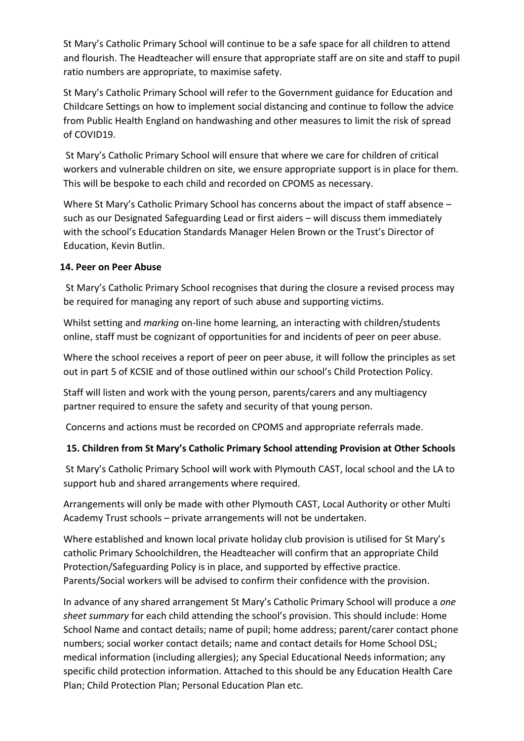St Mary's Catholic Primary School will continue to be a safe space for all children to attend and flourish. The Headteacher will ensure that appropriate staff are on site and staff to pupil ratio numbers are appropriate, to maximise safety.

St Mary's Catholic Primary School will refer to the Government guidance for Education and Childcare Settings on how to implement social distancing and continue to follow the advice from Public Health England on handwashing and other measures to limit the risk of spread of COVID19.

St Mary's Catholic Primary School will ensure that where we care for children of critical workers and vulnerable children on site, we ensure appropriate support is in place for them. This will be bespoke to each child and recorded on CPOMS as necessary.

Where St Mary's Catholic Primary School has concerns about the impact of staff absence – such as our Designated Safeguarding Lead or first aiders – will discuss them immediately with the school's Education Standards Manager Helen Brown or the Trust's Director of Education, Kevin Butlin.

**14. Peer on Peer Abuse**

St Mary's Catholic Primary School recognises that during the closure a revised process may be required for managing any report of such abuse and supporting victims.

Whilst setting and *marking* on-line home learning, an interacting with children/students online, staff must be cognizant of opportunities for and incidents of peer on peer abuse.

Where the school receives a report of peer on peer abuse, it will follow the principles as set out in part 5 of KCSIE and of those outlined within our school's Child Protection Policy.

Staff will listen and work with the young person, parents/carers and any multiagency partner required to ensure the safety and security of that young person.

Concerns and actions must be recorded on CPOMS and appropriate referrals made.

**15. Children from St Mary's Catholic Primary School attending Provision at Other Schools**

St Mary's Catholic Primary School will work with Plymouth CAST, local school and the LA to support hub and shared arrangements where required.

Arrangements will only be made with other Plymouth CAST, Local Authority or other Multi Academy Trust schools – private arrangements will not be undertaken.

Where established and known local private holiday club provision is utilised for St Mary's catholic Primary Schoolchildren, the Headteacher will confirm that an appropriate Child Protection/Safeguarding Policy is in place, and supported by effective practice. Parents/Social workers will be advised to confirm their confidence with the provision.

In advance of any shared arrangement St Mary's Catholic Primary School will produce a *one sheet summary* for each child attending the school's provision. This should include: Home School Name and contact details; name of pupil; home address; parent/carer contact phone numbers; social worker contact details; name and contact details for Home School DSL; medical information (including allergies); any Special Educational Needs information; any specific child protection information. Attached to this should be any Education Health Care Plan; Child Protection Plan; Personal Education Plan etc.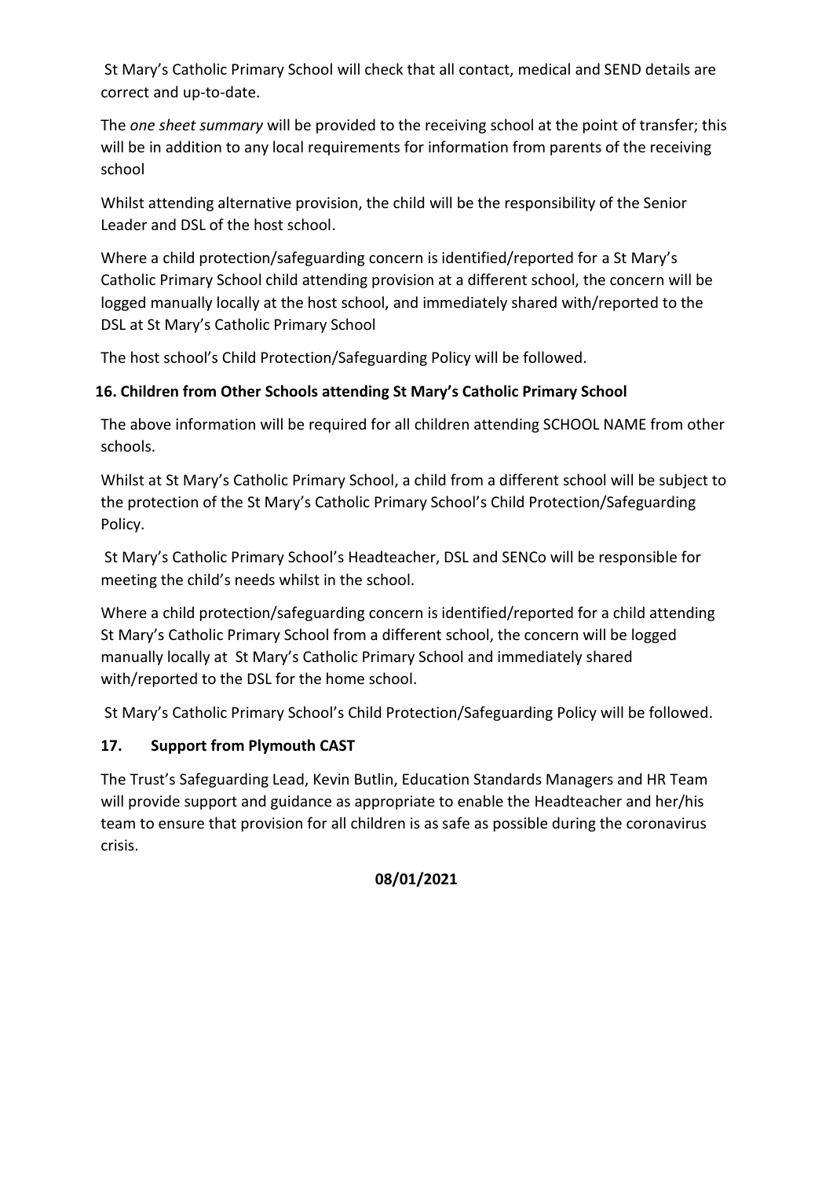St Mary's Catholic Primary School will check that all contact, medical and SEND details are correct and up-to-date.

The *one sheet summary* will be provided to the receiving school at the point of transfer; this will be in addition to any local requirements for information from parents of the receiving school

Whilst attending alternative provision, the child will be the responsibility of the Senior Leader and DSL of the host school.

Where a child protection/safeguarding concern is identified/reported for a St Mary's Catholic Primary School child attending provision at a different school, the concern will be logged manually locally at the host school, and immediately shared with/reported to the DSL at St Mary's Catholic Primary School

The host school's Child Protection/Safeguarding Policy will be followed.

## 16. Children from Other Schools attending St Mary's Catholic Primary School

The above information will be required for all children attending SCHOOL NAME from other schools.

Whilst at St Mary's Catholic Primary School, a child from a different school will be subject to the protection of the St Mary's Catholic Primary School's Child Protection/Safeguarding Policy.

St Mary's Catholic Primary School's Headteacher, DSL and SENCo will be responsible for meeting the child's needs whilst in the school.

Where a child protection/safeguarding concern is identified/reported for a child attending St Mary's Catholic Primary School from a different school, the concern will be logged manually locally at St Mary's Catholic Primary School and immediately shared with/reported to the DSL for the home school.

St Mary's Catholic Primary School's Child Protection/Safeguarding Policy will be followed.

## 17. Support from Plymouth CAST

The Trust's Safeguarding Lead, Kevin Butlin, Education Standards Managers and HR Team will provide support and guidance as appropriate to enable the Headteacher and her/his team to ensure that provision for all children is as safe as possible during the coronavirus crisis.

**08/01/2021**